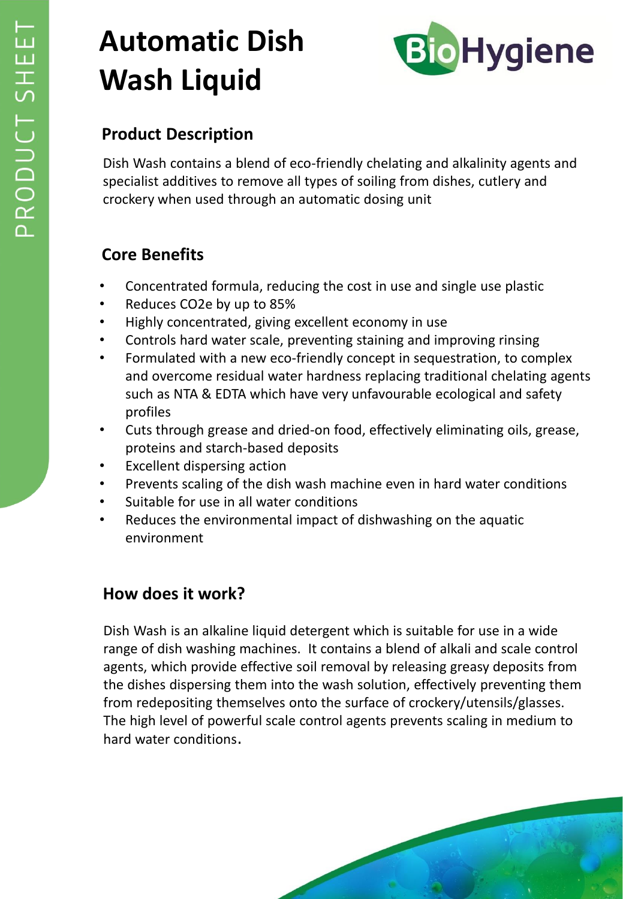# Automatic Dish Wash Liquid

BioHygiene

## Product Description

Dish Wash contains a blend of eco-friendly chelating and alkalinity agents and specialist additives to remove all types of soiling from dishes, cutlery and crockery when used through an automatic dosing unit

## Core Benefits

- Concentrated formula, reducing the cost in use and single use plastic
- Reduces $CO_2e$ by up to 85%
- Highly concentrated, giving excellent economy in use
- Controls hard water scale, preventing staining and improving rinsing
- Formulated with a new eco-friendly concept in sequestration, to complex and overcome residual water hardness replacing traditional chelating agents such as NTA & EDTA which have very unfavourable ecological and safety profiles
- Cuts through grease and dried-on food, effectively eliminating oils, grease, proteins and starch-based deposits
- Excellent dispersing action
- Prevents scaling of the dish wash machine even in hard water conditions
- Suitable for use in all water conditions
- Reduces the environmental impact of dishwashing on the aquatic environment

## How does it work?

Dish Wash is an alkaline liquid detergent which is suitable for use in a wide range of dish washing machines. It contains a blend of alkali and scale control agents, which provide effective soil removal by releasing greasy deposits from the dishes dispersing them into the wash solution, effectively preventing them from redepositing themselves onto the surface of crockery/utensils/glasses. The high level of powerful scale control agents prevents scaling in medium to hard water conditions.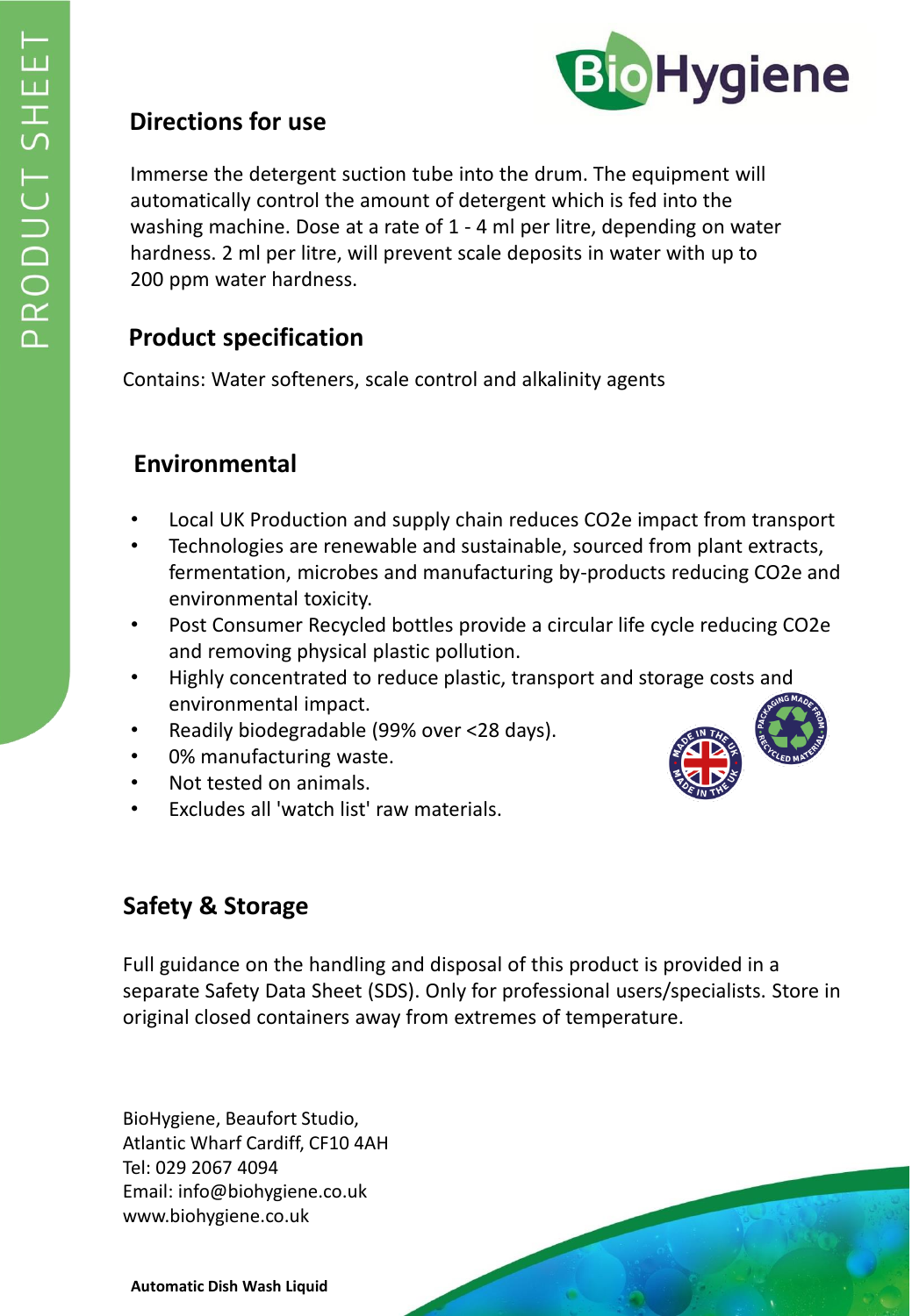## Directions for use

Immerse the detergent suction tube into the drum. The equipment will automatically control the amount of detergent which is fed into the washing machine. Dose at a rate of 1 - 4 ml per litre, depending on water hardness. 2 ml per litre, will prevent scale deposits in water with up to 200 ppm water hardness.

## Product specification

Contains: Water softeners, scale control and alkalinity agents

## Environmental

- Local UK Production and supply chain reduces CO2e impact from transport
- Technologies are renewable and sustainable, sourced from plant extracts, fermentation, microbes and manufacturing by-products reducing CO2e and environmental toxicity.
- Post Consumer Recycled bottles provide a circular life cycle reducing CO2e and removing physical plastic pollution.
- Highly concentrated to reduce plastic, transport and storage costs and environmental impact.
- Readily biodegradable (99% over <28 days).
- 0% manufacturing waste.
- Not tested on animals.
- Excludes all 'watch list' raw materials.

## Safety & Storage

Full guidance on the handling and disposal of this product is provided in a separate Safety Data Sheet (SDS). Only for professional users/specialists. Store in original closed containers away from extremes of temperature.

BioHygiene, Beaufort Studio,
Atlantic Wharf Cardiff, CF10 4AH
Tel: 029 2067 4094
Email: info@biohygiene.co.uk
www.biohygiene.co.uk